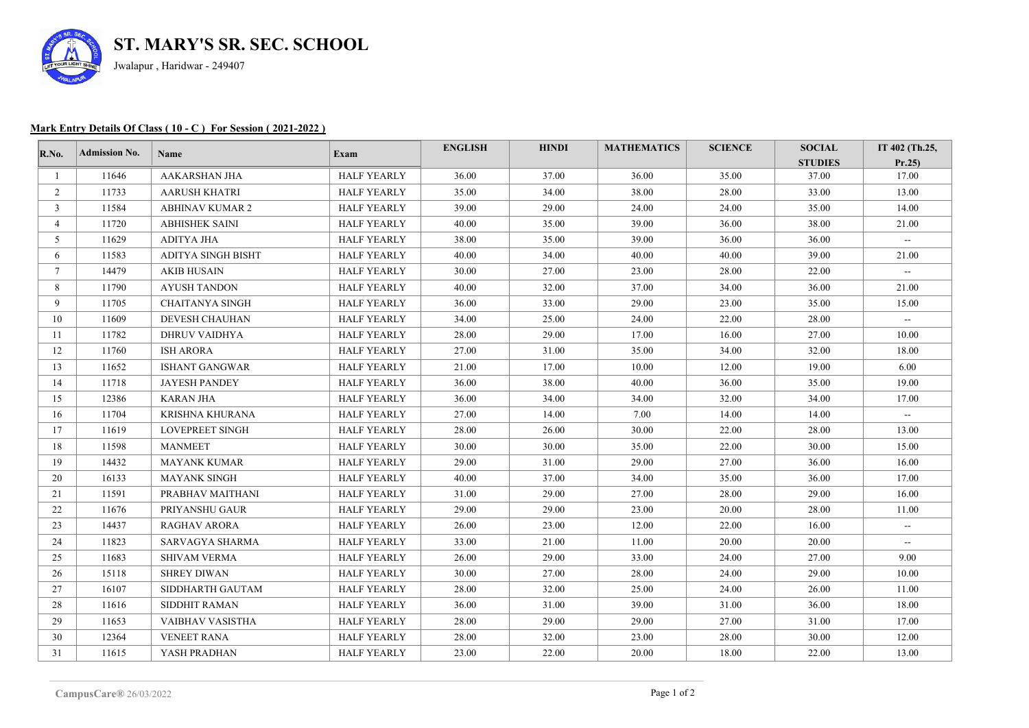# ST. MARY'S SR. SEC. SCHOOL

Jwalapur , Haridwar - 249407

**Mark Entry Details Of Class ( 10 - C ) For Session ( 2021-2022 )**

| R.No. | Admission No. | Name | Exam | ENGLISH | HINDI | MATHEMATICS | SCIENCE | SOCIAL STUDIES | IT 402 (Th.25, Pr.25) |
|---|---|---|---|---|---|---|---|---|---|
| 1 | 11646 | AAKARSHAN JHA | HALF YEARLY | 36.00 | 37.00 | 36.00 | 35.00 | 37.00 | 17.00 |
| 2 | 11733 | AARUSH KHATRI | HALF YEARLY | 35.00 | 34.00 | 38.00 | 28.00 | 33.00 | 13.00 |
| 3 | 11584 | ABHINAV KUMAR 2 | HALF YEARLY | 39.00 | 29.00 | 24.00 | 24.00 | 35.00 | 14.00 |
| 4 | 11720 | ABHISHEK SAINI | HALF YEARLY | 40.00 | 35.00 | 39.00 | 36.00 | 38.00 | 21.00 |
| 5 | 11629 | ADITYA JHA | HALF YEARLY | 38.00 | 35.00 | 39.00 | 36.00 | 36.00 | -- |
| 6 | 11583 | ADITYA SINGH BISHT | HALF YEARLY | 40.00 | 34.00 | 40.00 | 40.00 | 39.00 | 21.00 |
| 7 | 14479 | AKIB HUSAIN | HALF YEARLY | 30.00 | 27.00 | 23.00 | 28.00 | 22.00 | -- |
| 8 | 11790 | AYUSH TANDON | HALF YEARLY | 40.00 | 32.00 | 37.00 | 34.00 | 36.00 | 21.00 |
| 9 | 11705 | CHAITANYA SINGH | HALF YEARLY | 36.00 | 33.00 | 29.00 | 23.00 | 35.00 | 15.00 |
| 10 | 11609 | DEVESH CHAUHAN | HALF YEARLY | 34.00 | 25.00 | 24.00 | 22.00 | 28.00 | -- |
| 11 | 11782 | DHRUV VAIDHYA | HALF YEARLY | 28.00 | 29.00 | 17.00 | 16.00 | 27.00 | 10.00 |
| 12 | 11760 | ISH ARORA | HALF YEARLY | 27.00 | 31.00 | 35.00 | 34.00 | 32.00 | 18.00 |
| 13 | 11652 | ISHANT GANGWAR | HALF YEARLY | 21.00 | 17.00 | 10.00 | 12.00 | 19.00 | 6.00 |
| 14 | 11718 | JAYESH PANDEY | HALF YEARLY | 36.00 | 38.00 | 40.00 | 36.00 | 35.00 | 19.00 |
| 15 | 12386 | KARAN JHA | HALF YEARLY | 36.00 | 34.00 | 34.00 | 32.00 | 34.00 | 17.00 |
| 16 | 11704 | KRISHNA KHURANA | HALF YEARLY | 27.00 | 14.00 | 7.00 | 14.00 | 14.00 | -- |
| 17 | 11619 | LOVEPREET SINGH | HALF YEARLY | 28.00 | 26.00 | 30.00 | 22.00 | 28.00 | 13.00 |
| 18 | 11598 | MANMEET | HALF YEARLY | 30.00 | 30.00 | 35.00 | 22.00 | 30.00 | 15.00 |
| 19 | 14432 | MAYANK KUMAR | HALF YEARLY | 29.00 | 31.00 | 29.00 | 27.00 | 36.00 | 16.00 |
| 20 | 16133 | MAYANK SINGH | HALF YEARLY | 40.00 | 37.00 | 34.00 | 35.00 | 36.00 | 17.00 |
| 21 | 11591 | PRABHAV MAITHANI | HALF YEARLY | 31.00 | 29.00 | 27.00 | 28.00 | 29.00 | 16.00 |
| 22 | 11676 | PRIYANSHU GAUR | HALF YEARLY | 29.00 | 29.00 | 23.00 | 20.00 | 28.00 | 11.00 |
| 23 | 14437 | RAGHAV ARORA | HALF YEARLY | 26.00 | 23.00 | 12.00 | 22.00 | 16.00 | -- |
| 24 | 11823 | SARVAGYA SHARMA | HALF YEARLY | 33.00 | 21.00 | 11.00 | 20.00 | 20.00 | -- |
| 25 | 11683 | SHIVAM VERMA | HALF YEARLY | 26.00 | 29.00 | 33.00 | 24.00 | 27.00 | 9.00 |
| 26 | 15118 | SHREY DIWAN | HALF YEARLY | 30.00 | 27.00 | 28.00 | 24.00 | 29.00 | 10.00 |
| 27 | 16107 | SIDDHARTH GAUTAM | HALF YEARLY | 28.00 | 32.00 | 25.00 | 24.00 | 26.00 | 11.00 |
| 28 | 11616 | SIDDHIT RAMAN | HALF YEARLY | 36.00 | 31.00 | 39.00 | 31.00 | 36.00 | 18.00 |
| 29 | 11653 | VAIBHAV VASISTHA | HALF YEARLY | 28.00 | 29.00 | 29.00 | 27.00 | 31.00 | 17.00 |
| 30 | 12364 | VENEET RANA | HALF YEARLY | 28.00 | 32.00 | 23.00 | 28.00 | 30.00 | 12.00 |
| 31 | 11615 | YASH PRADHAN | HALF YEARLY | 23.00 | 22.00 | 20.00 | 18.00 | 22.00 | 13.00 |

CampusCare® 26/03/2022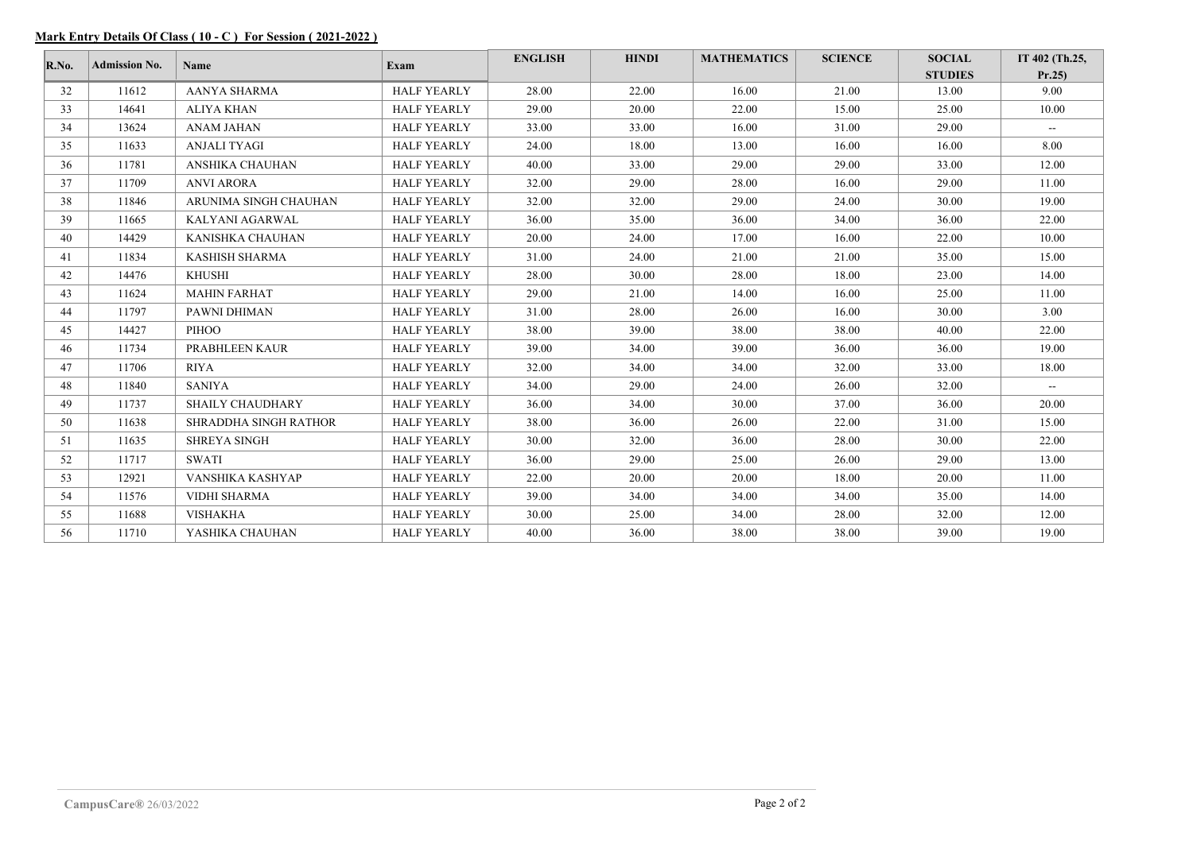**Mark Entry Details Of Class ( 10 - C ) For Session ( 2021-2022 )**

| R.No. | Admission No. | Name | Exam | ENGLISH | HINDI | MATHEMATICS | SCIENCE | SOCIAL STUDIES | IT 402 (Th.25, Pr.25) |
|---|---|---|---|---|---|---|---|---|---|
| 32 | 11612 | AANYA SHARMA | HALF YEARLY | 28.00 | 22.00 | 16.00 | 21.00 | 13.00 | 9.00 |
| 33 | 14641 | ALIYA KHAN | HALF YEARLY | 29.00 | 20.00 | 22.00 | 15.00 | 25.00 | 10.00 |
| 34 | 13624 | ANAM JAHAN | HALF YEARLY | 33.00 | 33.00 | 16.00 | 31.00 | 29.00 | -- |
| 35 | 11633 | ANJALI TYAGI | HALF YEARLY | 24.00 | 18.00 | 13.00 | 16.00 | 16.00 | 8.00 |
| 36 | 11781 | ANSHIKA CHAUHAN | HALF YEARLY | 40.00 | 33.00 | 29.00 | 29.00 | 33.00 | 12.00 |
| 37 | 11709 | ANVI ARORA | HALF YEARLY | 32.00 | 29.00 | 28.00 | 16.00 | 29.00 | 11.00 |
| 38 | 11846 | ARUNIMA SINGH CHAUHAN | HALF YEARLY | 32.00 | 32.00 | 29.00 | 24.00 | 30.00 | 19.00 |
| 39 | 11665 | KALYANI AGARWAL | HALF YEARLY | 36.00 | 35.00 | 36.00 | 34.00 | 36.00 | 22.00 |
| 40 | 14429 | KANISHKA CHAUHAN | HALF YEARLY | 20.00 | 24.00 | 17.00 | 16.00 | 22.00 | 10.00 |
| 41 | 11834 | KASHISH SHARMA | HALF YEARLY | 31.00 | 24.00 | 21.00 | 21.00 | 35.00 | 15.00 |
| 42 | 14476 | KHUSHI | HALF YEARLY | 28.00 | 30.00 | 28.00 | 18.00 | 23.00 | 14.00 |
| 43 | 11624 | MAHIN FARHAT | HALF YEARLY | 29.00 | 21.00 | 14.00 | 16.00 | 25.00 | 11.00 |
| 44 | 11797 | PAWNI DHIMAN | HALF YEARLY | 31.00 | 28.00 | 26.00 | 16.00 | 30.00 | 3.00 |
| 45 | 14427 | PIHOO | HALF YEARLY | 38.00 | 39.00 | 38.00 | 38.00 | 40.00 | 22.00 |
| 46 | 11734 | PRABHLEEN KAUR | HALF YEARLY | 39.00 | 34.00 | 39.00 | 36.00 | 36.00 | 19.00 |
| 47 | 11706 | RIYA | HALF YEARLY | 32.00 | 34.00 | 34.00 | 32.00 | 33.00 | 18.00 |
| 48 | 11840 | SANIYA | HALF YEARLY | 34.00 | 29.00 | 24.00 | 26.00 | 32.00 | -- |
| 49 | 11737 | SHAILY CHAUDHARY | HALF YEARLY | 36.00 | 34.00 | 30.00 | 37.00 | 36.00 | 20.00 |
| 50 | 11638 | SHRADDHA SINGH RATHOR | HALF YEARLY | 38.00 | 36.00 | 26.00 | 22.00 | 31.00 | 15.00 |
| 51 | 11635 | SHREYA SINGH | HALF YEARLY | 30.00 | 32.00 | 36.00 | 28.00 | 30.00 | 22.00 |
| 52 | 11717 | SWATI | HALF YEARLY | 36.00 | 29.00 | 25.00 | 26.00 | 29.00 | 13.00 |
| 53 | 12921 | VANSHIKA KASHYAP | HALF YEARLY | 22.00 | 20.00 | 20.00 | 18.00 | 20.00 | 11.00 |
| 54 | 11576 | VIDHI SHARMA | HALF YEARLY | 39.00 | 34.00 | 34.00 | 34.00 | 35.00 | 14.00 |
| 55 | 11688 | VISHAKHA | HALF YEARLY | 30.00 | 25.00 | 34.00 | 28.00 | 32.00 | 12.00 |
| 56 | 11710 | YASHIKA CHAUHAN | HALF YEARLY | 40.00 | 36.00 | 38.00 | 38.00 | 39.00 | 19.00 |